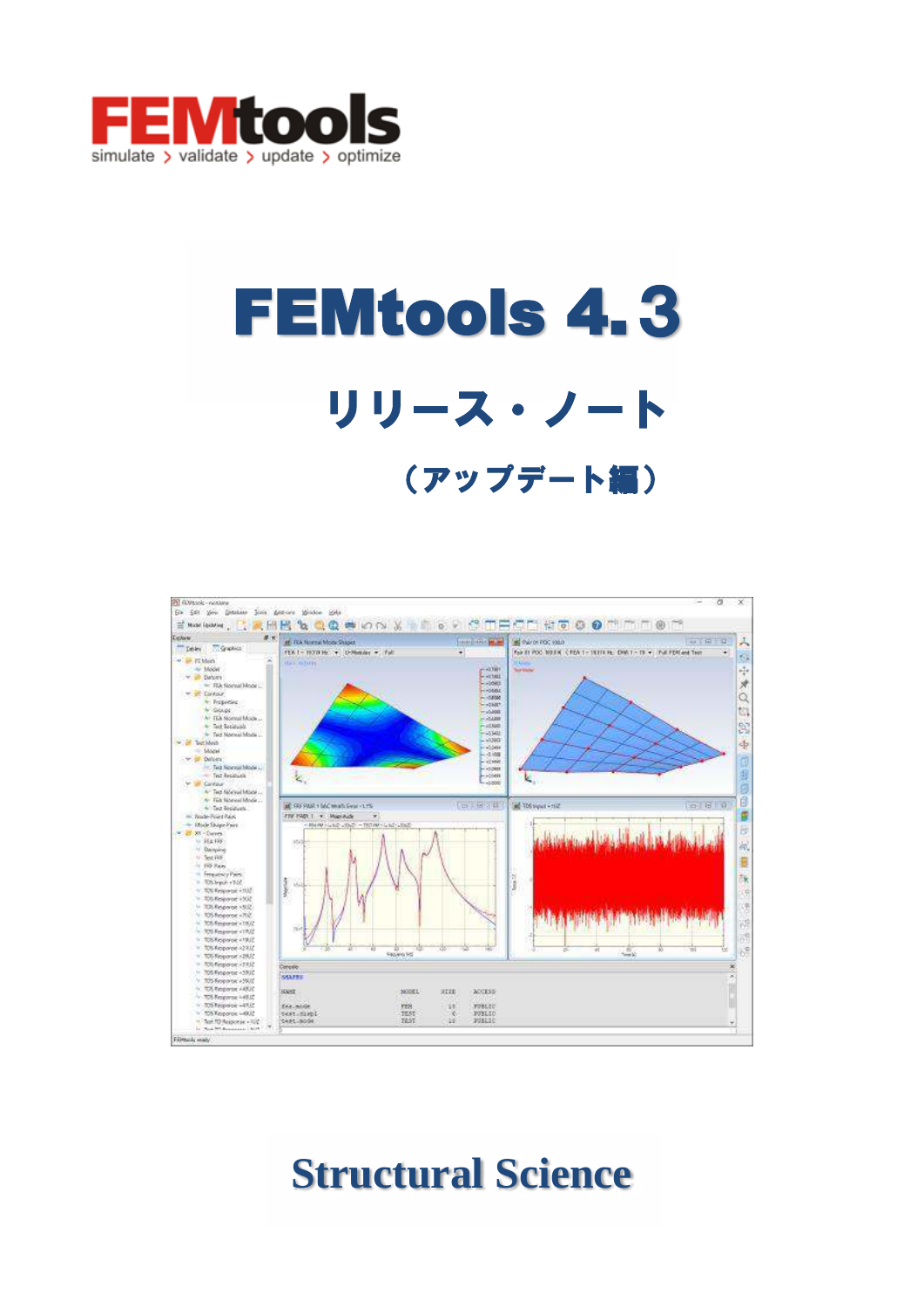FEMtools

simulate > validate > update > optimize

# FEMtools 4.3

## リリース・ノート

### （アップデート編）

Structural Science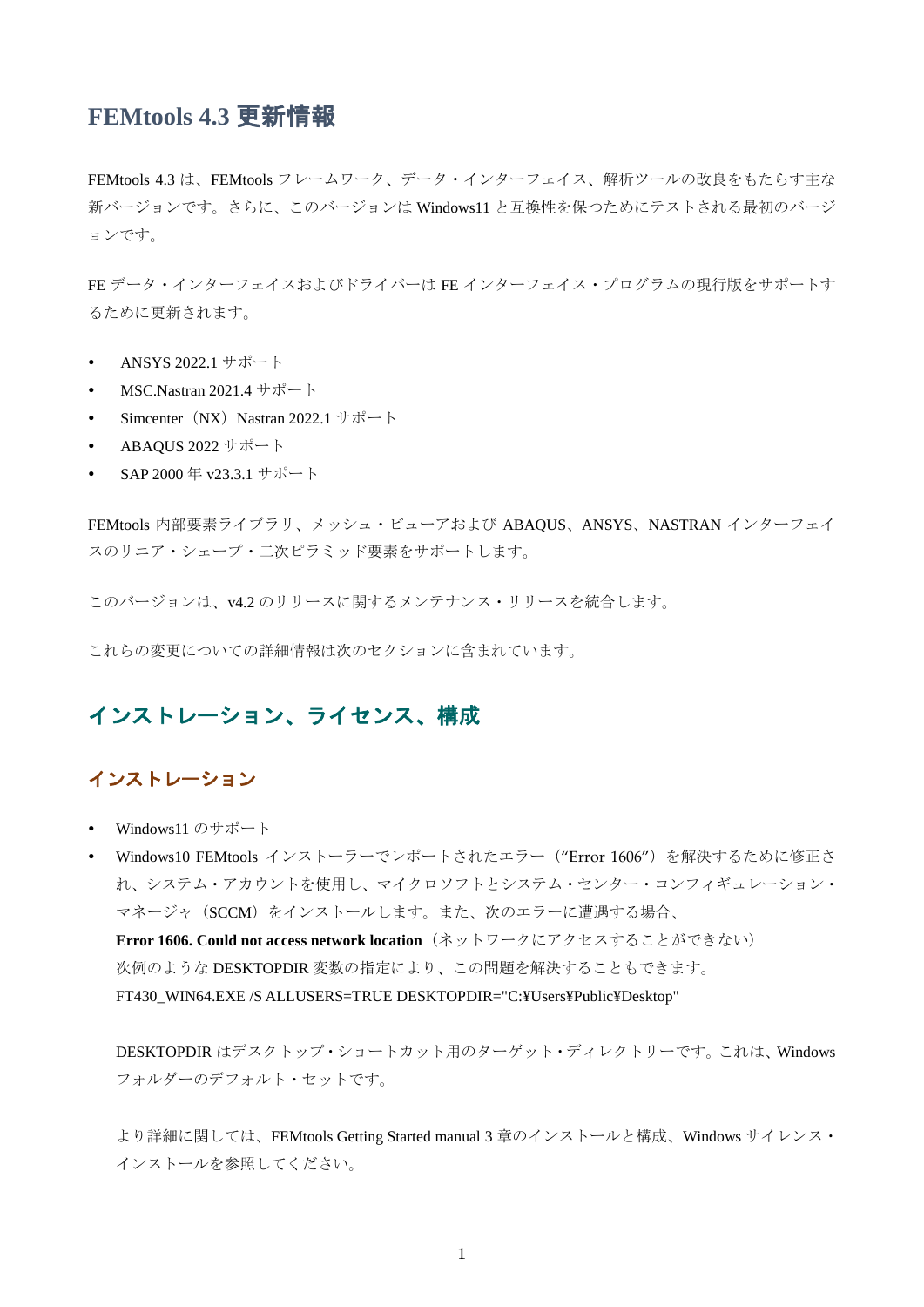# FEMtools 4.3 更新情報

FEMtools 4.3 は、FEMtools フレームワーク、データ・インターフェイス、解析ツールの改良をもたらす主な新バージョンです。さらに、このバージョンは Windows11 と互換性を保つためにテストされる最初のバージョンです。

FE データ・インターフェイスおよびドライバーは FE インターフェイス・プログラムの現行版をサポートするために更新されます。

- ANSYS 2022.1 サポート
- MSC.Nastran 2021.4 サポート
- Simcenter（NX）Nastran 2022.1 サポート
- ABAQUS 2022 サポート
- SAP 2000 年 v23.3.1 サポート

FEMtools 内部要素ライブラリ、メッシュ・ビューアおよび ABAQUS、ANSYS、NASTRAN インターフェイスのリニア・シェープ・二次ピラミッド要素をサポートします。

このバージョンは、v4.2 のリリースに関するメンテナンス・リリースを統合します。

これらの変更についての詳細情報は次のセクションに含まれています。

## インストレーション、ライセンス、構成

### インストレーション

- Windows11 のサポート
- Windows10 FEMtools インストーラーでレポートされたエラー（“Error 1606”）を解決するために修正され、システム・アカウントを使用し、マイクロソフトとシステム・センター・コンフィギュレーション・マネージャ（SCCM）をインストールします。また、次のエラーに遭遇する場合、
  **Error 1606. Could not access network location**（ネットワークにアクセスすることができない）
  次例のような DESKTOPDIR 変数の指定により、この問題を解決することもできます。
  FT430_WIN64.EXE /S ALLUSERS=TRUE DESKTOPDIR="C:¥Users¥Public¥Desktop"

  DESKTOPDIR はデスクトップ・ショートカット用のターゲット・ディレクトリーです。これは、Windows フォルダーのデフォルト・セットです。

  より詳細に関しては、FEMtools Getting Started manual 3 章のインストールと構成、Windows サイレンス・インストールを参照してください。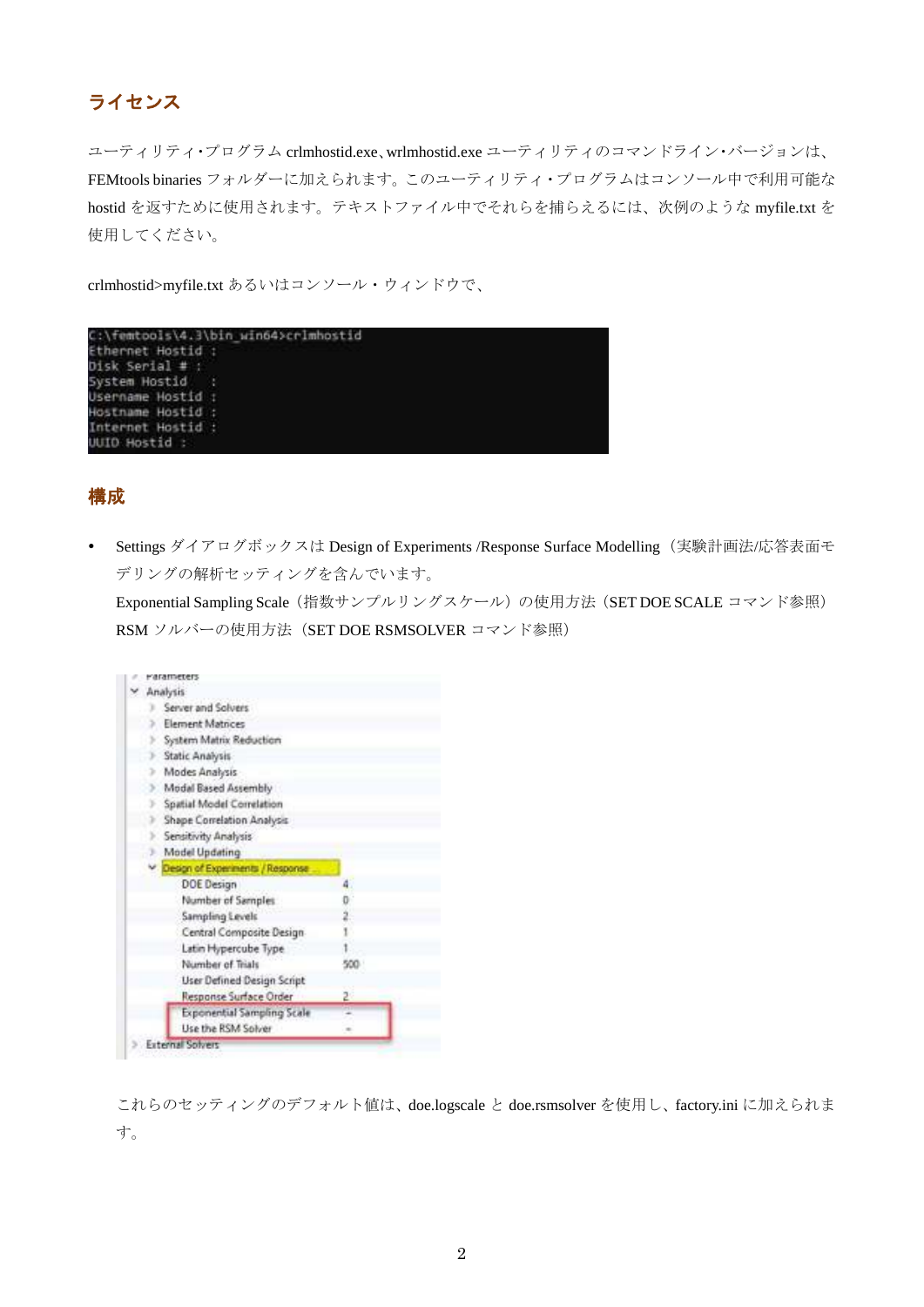## ライセンス

ユーティリティ･プログラム crlmhostid.exe、wrlmhostid.exe ユーティリティのコマンドライン･バージョンは、FEMtools binaries フォルダーに加えられます。このユーティリティ・プログラムはコンソール中で利用可能な hostid を返すために使用されます。テキストファイル中でそれらを捕らえるには、次例のような myfile.txt を使用してください。

crlmhostid>myfile.txt あるいはコンソール・ウィンドウで、

```
C:\femtools\4.3\bin_win64>crlmhostid
Ethernet Hostid :
Disk Serial # :
System Hostid   :
Username Hostid :
Hostname Hostid :
Internet Hostid :
UUID Hostid :
```

## 構成

- Settings ダイアログボックスは Design of Experiments /Response Surface Modelling（実験計画法/応答表面モデリングの解析セッティングを含んでいます。
  Exponential Sampling Scale（指数サンプルリングスケール）の使用方法（SET DOE SCALE コマンド参照）
  RSM ソルバーの使用方法（SET DOE RSMSOLVER コマンド参照）

```
  Parameters
  Analysis
    Server and Solvers
    Element Matrices
    System Matrix Reduction
    Static Analysis
    Modes Analysis
    Modal Based Assembly
    Spatial Model Correlation
    Shape Correlation Analysis
    Sensitivity Analysis
    Model Updating
    Design of Experiments / Response ...
      DOE Design                      4
      Number of Samples               0
      Sampling Levels                 2
      Central Composite Design        1
      Latin Hypercube Type            1
      Number of Trials                500
      User Defined Design Script
      Response Surface Order          2
      Exponential Sampling Scale      -
      Use the RSM Solver              -
  External Solvers
```

これらのセッティングのデフォルト値は、doe.logscale と doe.rsmsolver を使用し、factory.ini に加えられます。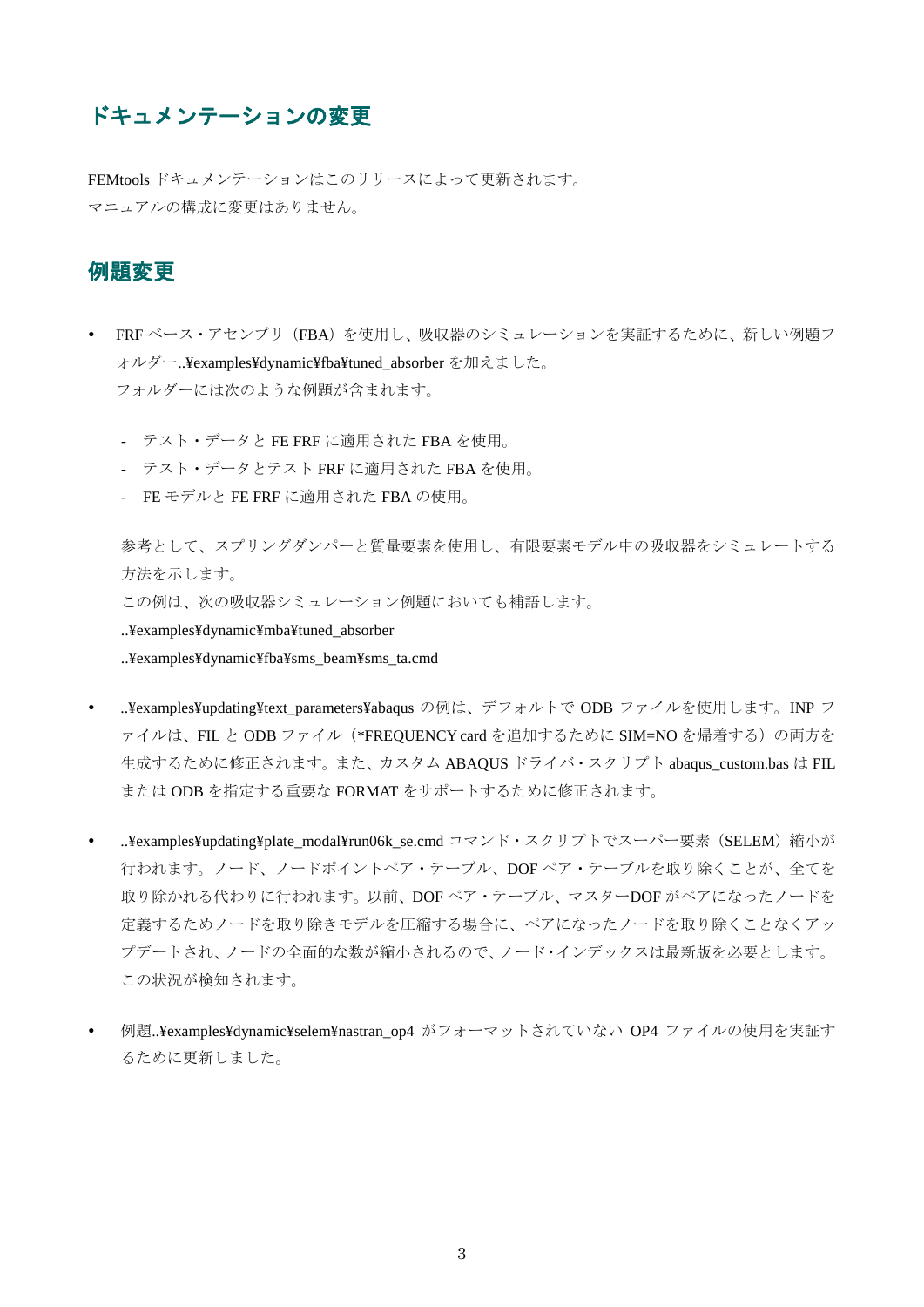## ドキュメンテーションの変更

FEMtools ドキュメンテーションはこのリリースによって更新されます。
マニュアルの構成に変更はありません。

## 例題変更

- FRF ベース・アセンブリ（FBA）を使用し、吸収器のシミュレーションを実証するために、新しい例題フォルダー..¥examples¥dynamic¥fba¥tuned_absorber を加えました。
  フォルダーには次のような例題が含まれます。

  - テスト・データと FE FRF に適用された FBA を使用。
  - テスト・データとテスト FRF に適用された FBA を使用。
  - FE モデルと FE FRF に適用された FBA の使用。

  参考として、スプリングダンパーと質量要素を使用し、有限要素モデル中の吸収器をシミュレートする方法を示します。
  この例は、次の吸収器シミュレーション例題においても補語します。
  ..¥examples¥dynamic¥mba¥tuned_absorber
  ..¥examples¥dynamic¥fba¥sms_beam¥sms_ta.cmd

- ..¥examples¥updating¥text_parameters¥abaqus の例は、デフォルトで ODB ファイルを使用します。INP ファイルは、FIL と ODB ファイル（*FREQUENCY card を追加するために SIM=NO を帰着する）の両方を生成するために修正されます。また、カスタム ABAQUS ドライバ・スクリプト abaqus_custom.bas は FIL または ODB を指定する重要な FORMAT をサポートするために修正されます。

- ..¥examples¥updating¥plate_modal¥run06k_se.cmd コマンド・スクリプトでスーパー要素（SELEM）縮小が行われます。ノード、ノードポイントペア・テーブル、DOF ペア・テーブルを取り除くことが、全てを取り除かれる代わりに行われます。以前、DOF ペア・テーブル、マスターDOF がペアになったノードを定義するためノードを取り除きモデルを圧縮する場合に、ペアになったノードを取り除くことなくアップデートされ、ノードの全面的な数が縮小されるので、ノード・インデックスは最新版を必要とします。この状況が検知されます。

- 例題..¥examples¥dynamic¥selem¥nastran_op4 がフォーマットされていない OP4 ファイルの使用を実証するために更新しました。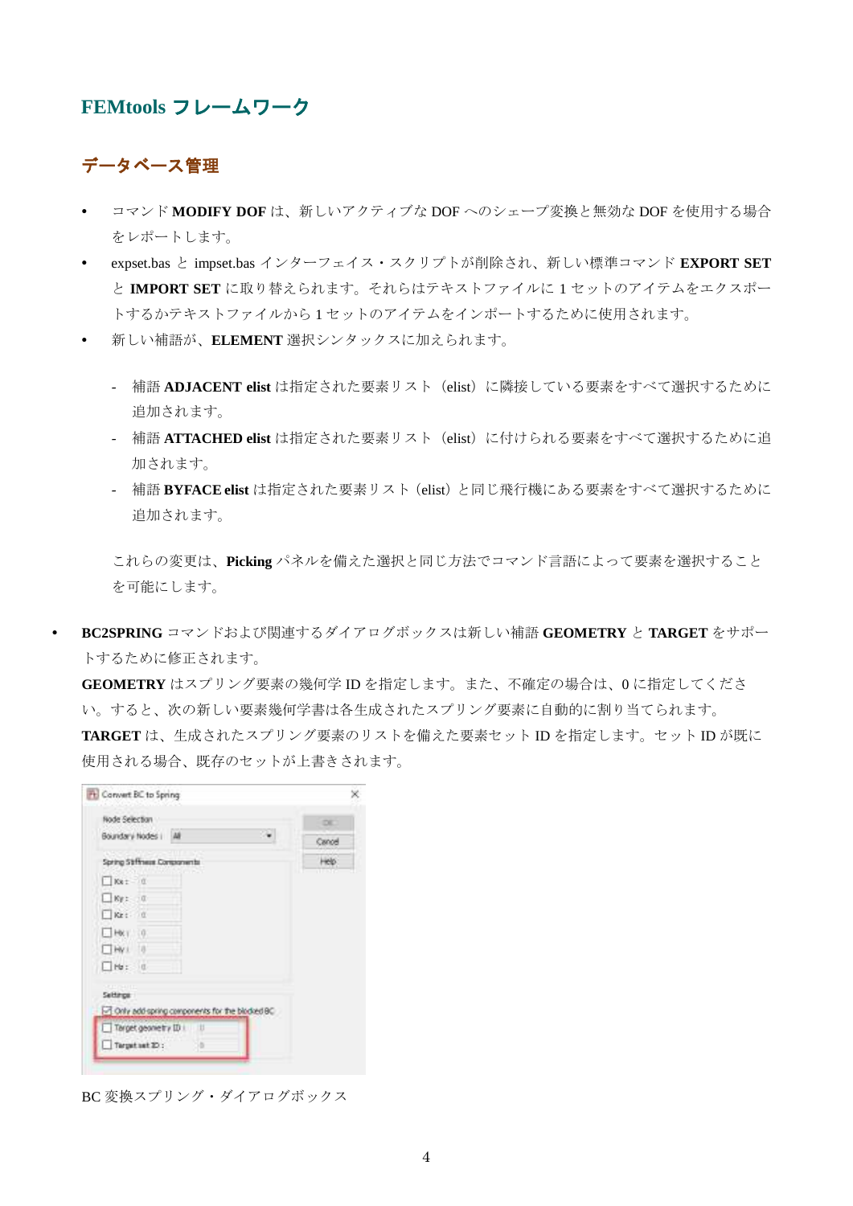# FEMtools フレームワーク

## データベース管理

- コマンド **MODIFY DOF** は、新しいアクティブな DOF へのシェープ変換と無効な DOF を使用する場合をレポートします。
- expset.bas と impset.bas インターフェイス・スクリプトが削除され、新しい標準コマンド **EXPORT SET** と **IMPORT SET** に取り替えられます。それらはテキストファイルに 1 セットのアイテムをエクスポートするかテキストファイルから 1 セットのアイテムをインポートするために使用されます。
- 新しい補語が、**ELEMENT** 選択シンタックスに加えられます。
  - 補語 **ADJACENT elist** は指定された要素リスト（elist）に隣接している要素をすべて選択するために追加されます。
  - 補語 **ATTACHED elist** は指定された要素リスト（elist）に付けられる要素をすべて選択するために追加されます。
  - 補語 **BYFACE elist** は指定された要素リスト（elist）と同じ飛行機にある要素をすべて選択するために追加されます。

  これらの変更は、**Picking** パネルを備えた選択と同じ方法でコマンド言語によって要素を選択することを可能にします。

- **BC2SPRING** コマンドおよび関連するダイアログボックスは新しい補語 **GEOMETRY** と **TARGET** をサポートするために修正されます。
  **GEOMETRY** はスプリング要素の幾何学 ID を指定します。また、不確定の場合は、0 に指定してください。すると、次の新しい要素幾何学書は各生成されたスプリング要素に自動的に割り当てられます。
  **TARGET** は、生成されたスプリング要素のリストを備えた要素セット ID を指定します。セット ID が既に使用される場合、既存のセットが上書きされます。

BC 変換スプリング・ダイアログボックス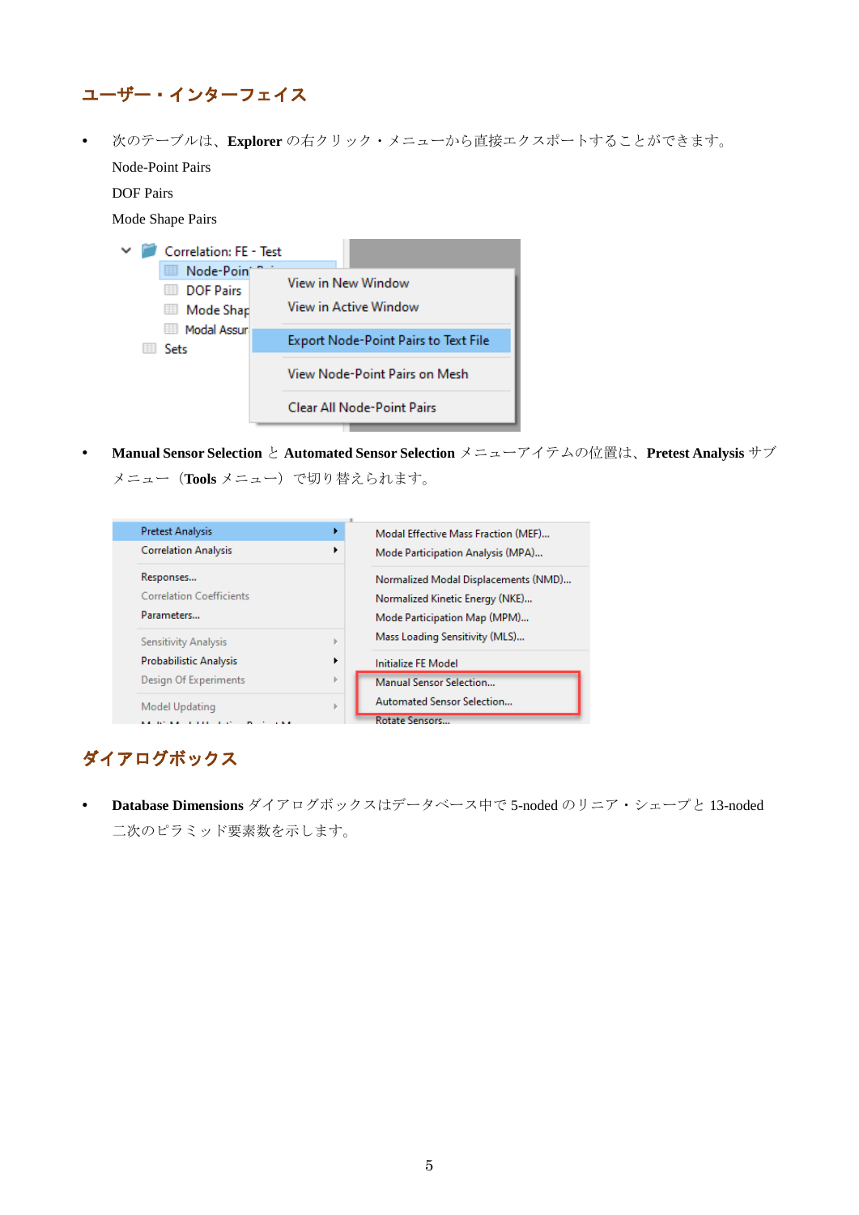## ユーザー・インターフェイス

- 次のテーブルは、**Explorer** の右クリック・メニューから直接エクスポートすることができます。

  Node-Point Pairs

  DOF Pairs

  Mode Shape Pairs

- **Manual Sensor Selection** と **Automated Sensor Selection** メニューアイテムの位置は、**Pretest Analysis** サブメニュー（**Tools** メニュー）で切り替えられます。

## ダイアログボックス

- **Database Dimensions** ダイアログボックスはデータベース中で 5-noded のリニア・シェープと 13-noded 二次のピラミッド要素数を示します。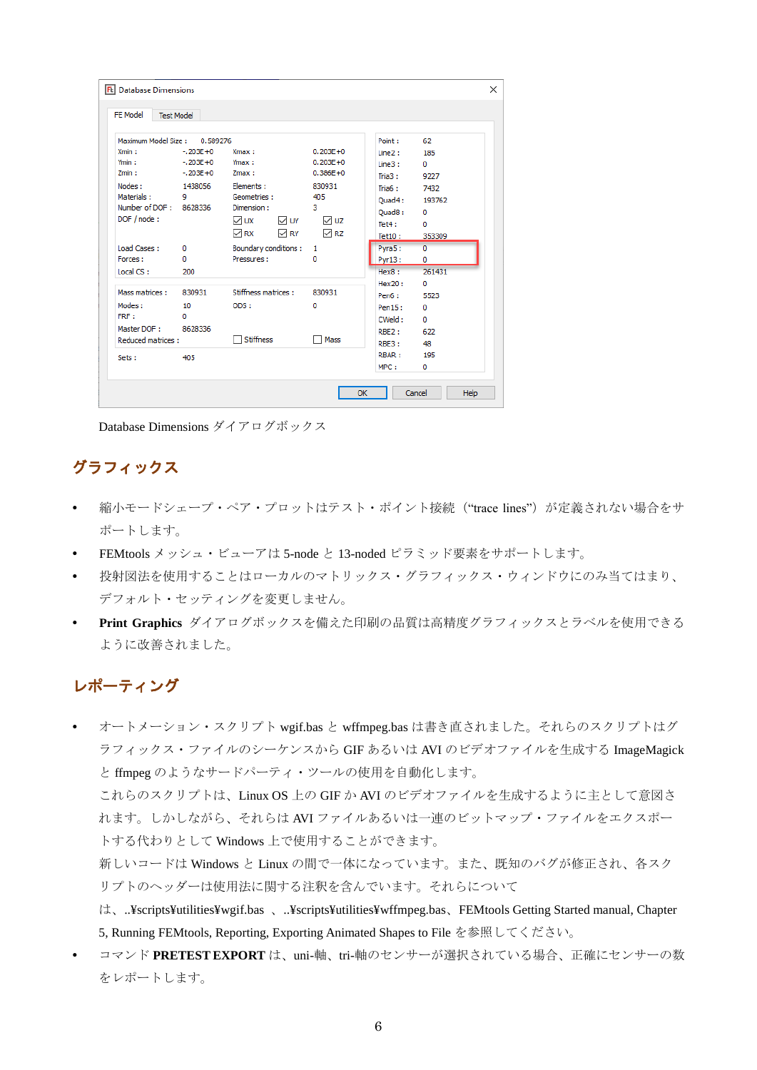Database Dimensions ダイアログボックス

## グラフィックス

- 縮小モードシェープ・ペア・プロットはテスト・ポイント接続（“trace lines”）が定義されない場合をサポートします。
- FEMtools メッシュ・ビューアは 5-node と 13-noded ピラミッド要素をサポートします。
- 投射図法を使用することはローカルのマトリックス・グラフィックス・ウィンドウにのみ当てはまり、デフォルト・セッティングを変更しません。
- **Print Graphics** ダイアログボックスを備えた印刷の品質は高精度グラフィックスとラベルを使用できるように改善されました。

## レポーティング

- オートメーション・スクリプト wgif.bas と wffmpeg.bas は書き直されました。それらのスクリプトはグラフィックス・ファイルのシーケンスから GIF あるいは AVI のビデオファイルを生成する ImageMagick と ffmpeg のようなサードパーティ・ツールの使用を自動化します。
  これらのスクリプトは、Linux OS 上の GIF か AVI のビデオファイルを生成するように主として意図されます。しかしながら、それらは AVI ファイルあるいは一連のビットマップ・ファイルをエクスポートする代わりとして Windows 上で使用することができます。
  新しいコードは Windows と Linux の間で一体になっています。また、既知のバグが修正され、各スクリプトのヘッダーは使用法に関する注釈を含んでいます。それらについては、..¥scripts¥utilities¥wgif.bas 、..¥scripts¥utilities¥wffmpeg.bas、FEMtools Getting Started manual, Chapter 5, Running FEMtools, Reporting, Exporting Animated Shapes to File を参照してください。
- コマンド **PRETEST EXPORT** は、uni-軸、tri-軸のセンサーが選択されている場合、正確にセンサーの数をレポートします。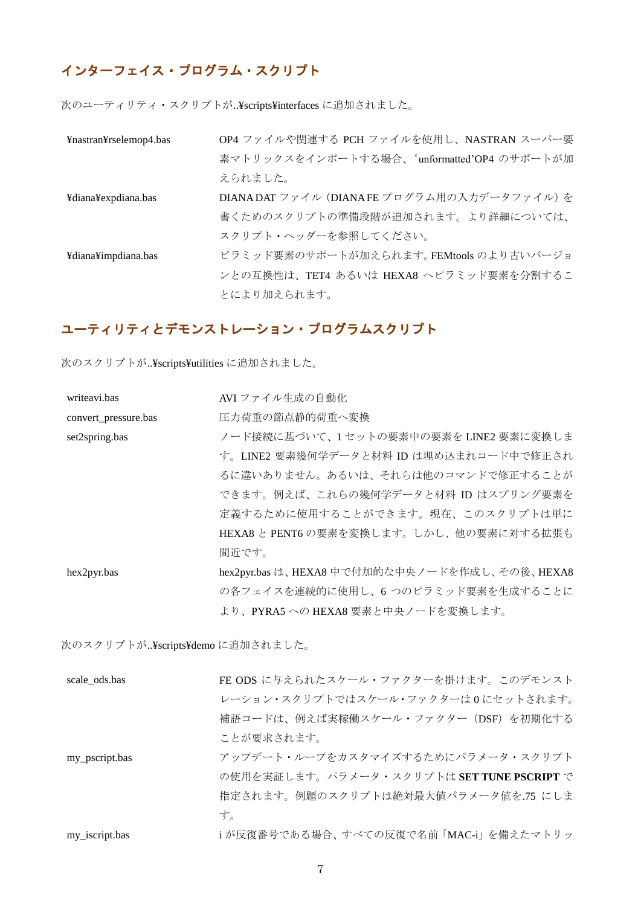## インターフェイス・プログラム・スクリプト

次のユーティリティ・スクリプトが..¥scripts¥interfaces に追加されました。

| | |
|---|---|
| ¥nastran¥rselemop4.bas | OP4 ファイルや関連する PCH ファイルを使用し、NASTRAN スーパー要素マトリックスをインポートする場合、'unformatted'OP4 のサポートが加えられました。 |
| ¥diana¥expdiana.bas | DIANA DAT ファイル（DIANA FE プログラム用の入力データファイル）を書くためのスクリプトの準備段階が追加されます。より詳細については、スクリプト・ヘッダーを参照してください。 |
| ¥diana¥impdiana.bas | ピラミッド要素のサポートが加えられます。FEMtools のより古いバージョンとの互換性は、TET4 あるいは HEXA8 へピラミッド要素を分割することにより加えられます。 |

## ユーティリティとデモンストレーション・プログラムスクリプト

次のスクリプトが..¥scripts¥utilities に追加されました。

| | |
|---|---|
| writeavi.bas | AVI ファイル生成の自動化 |
| convert_pressure.bas | 圧力荷重の節点静的荷重へ変換 |
| set2spring.bas | ノード接続に基づいて、1 セットの要素中の要素を LINE2 要素に変換します。LINE2 要素幾何学データと材料 ID は埋め込まれコード中で修正されるに違いありません。あるいは、それらは他のコマンドで修正することができます。例えば、これらの幾何学データと材料 ID はスプリング要素を定義するために使用することができます。現在、このスクリプトは単に HEXA8 と PENT6 の要素を変換します。しかし、他の要素に対する拡張も間近です。 |
| hex2pyr.bas | hex2pyr.bas は、HEXA8 中で付加的な中央ノードを作成し、その後、HEXA8 の各フェイスを連続的に使用し、6 つのピラミッド要素を生成することにより、PYRA5 への HEXA8 要素と中央ノードを変換します。 |

次のスクリプトが..¥scripts¥demo に追加されました。

| | |
|---|---|
| scale_ods.bas | FE ODS に与えられたスケール・ファクターを掛けます。このデモンストレーション・スクリプトではスケール・ファクターは 0 にセットされます。補語コードは、例えば実稼働スケール・ファクター（DSF）を初期化することが要求されます。 |
| my_pscript.bas | アップデート・ループをカスタマイズするためにパラメータ・スクリプトの使用を実証します。パラメータ・スクリプトは **SET TUNE PSCRIPT** で指定されます。例題のスクリプトは絶対最大値パラメータ値を.75 にします。 |
| my_iscript.bas | i が反復番号である場合、すべての反復で名前「MAC-i」を備えたマトリッ |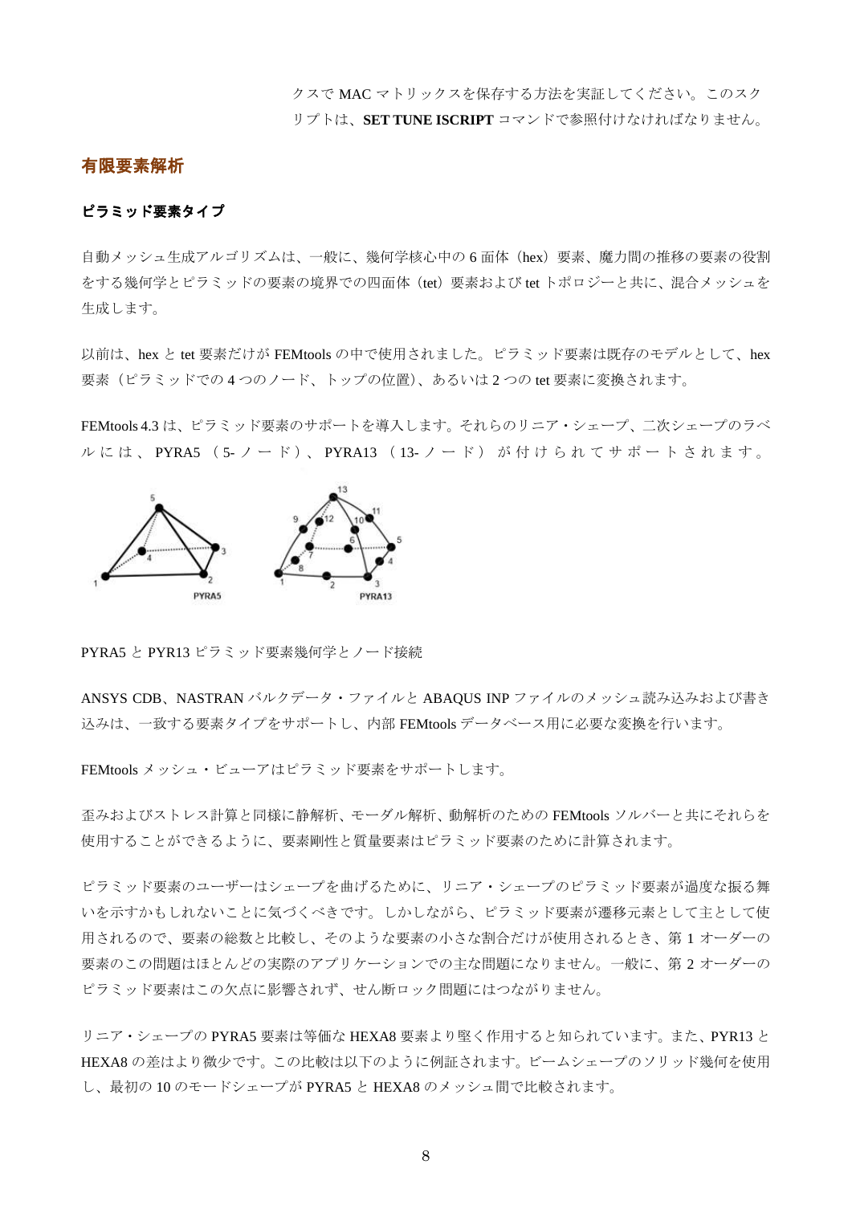クスで MAC マトリックスを保存する方法を実証してください。このスクリプトは、**SET TUNE ISCRIPT** コマンドで参照付けなければなりません。

## 有限要素解析

### ピラミッド要素タイプ

自動メッシュ生成アルゴリズムは、一般に、幾何学核心中の 6 面体（hex）要素、魔力間の推移の要素の役割をする幾何学とピラミッドの要素の境界での四面体（tet）要素および tet トポロジーと共に、混合メッシュを生成します。

以前は、hex と tet 要素だけが FEMtools の中で使用されました。ピラミッド要素は既存のモデルとして、hex 要素（ピラミッドでの 4 つのノード、トップの位置）、あるいは 2 つの tet 要素に変換されます。

FEMtools 4.3 は、ピラミッド要素のサポートを導入します。それらのリニア・シェープ、二次シェープのラベルには、PYRA5（5-ノード）、PYRA13（13-ノード）が付けられてサポートされます。

PYRA5 と PYR13 ピラミッド要素幾何学とノード接続

ANSYS CDB、NASTRAN バルクデータ・ファイルと ABAQUS INP ファイルのメッシュ読み込みおよび書き込みは、一致する要素タイプをサポートし、内部 FEMtools データベース用に必要な変換を行います。

FEMtools メッシュ・ビューアはピラミッド要素をサポートします。

歪みおよびストレス計算と同様に静解析、モーダル解析、動解析のための FEMtools ソルバーと共にそれらを使用することができるように、要素剛性と質量要素はピラミッド要素のために計算されます。

ピラミッド要素のユーザーはシェープを曲げるために、リニア・シェープのピラミッド要素が過度な振る舞いを示すかもしれないことに気づくべきです。しかしながら、ピラミッド要素が遷移元素として主として使用されるので、要素の総数と比較し、そのような要素の小さな割合だけが使用されるとき、第 1 オーダーの要素のこの問題はほとんどの実際のアプリケーションでの主な問題になりません。一般に、第 2 オーダーのピラミッド要素はこの欠点に影響されず、せん断ロック問題にはつながりません。

リニア・シェープの PYRA5 要素は等価な HEXA8 要素より堅く作用すると知られています。また、PYR13 と HEXA8 の差はより微少です。この比較は以下のように例証されます。ビームシェープのソリッド幾何を使用し、最初の 10 のモードシェープが PYRA5 と HEXA8 のメッシュ間で比較されます。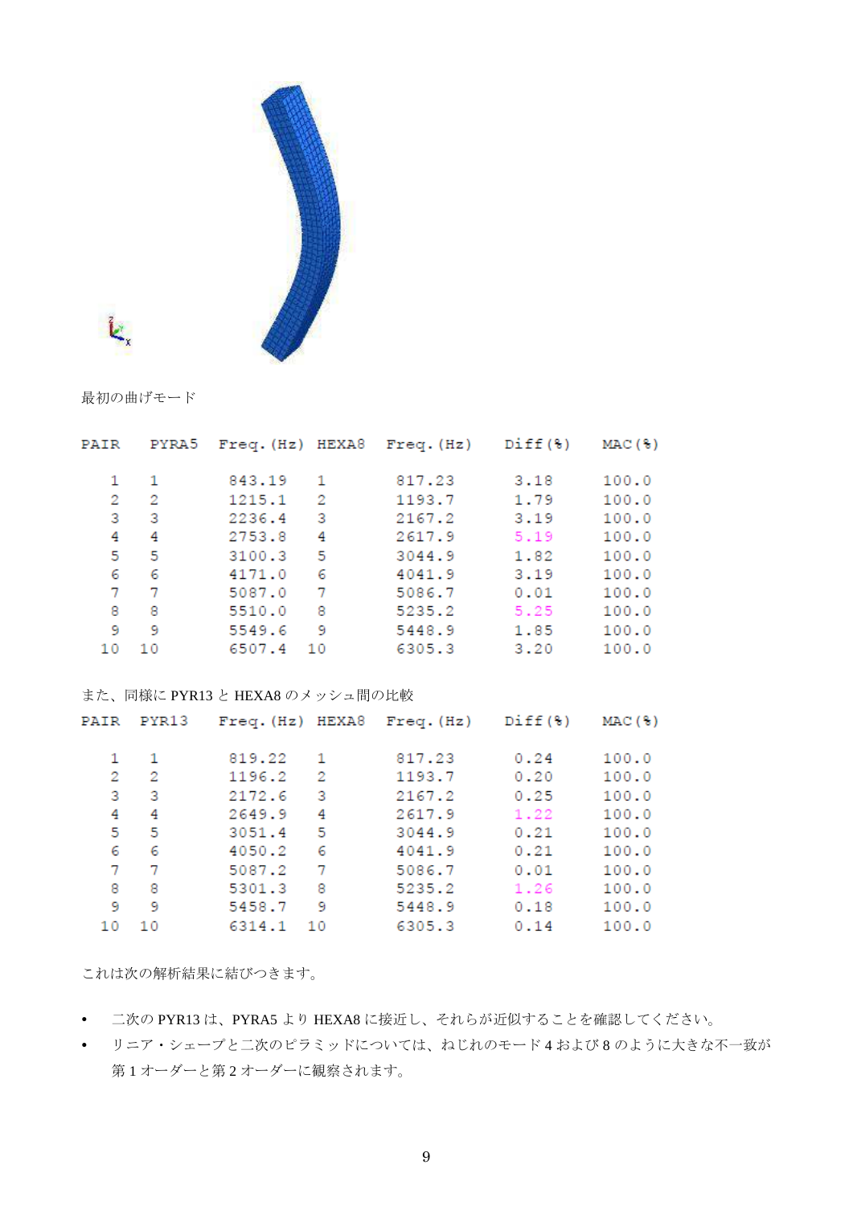最初の曲げモード

| PAIR | PYRA5 | Freq.(Hz) | HEXA8 | Freq.(Hz) | Diff(%) | MAC(%) |
|---|---|---|---|---|---|---|
| 1 | 1 | 843.19 | 1 | 817.23 | 3.18 | 100.0 |
| 2 | 2 | 1215.1 | 2 | 1193.7 | 1.79 | 100.0 |
| 3 | 3 | 2236.4 | 3 | 2167.2 | 3.19 | 100.0 |
| 4 | 4 | 2753.8 | 4 | 2617.9 | 5.19 | 100.0 |
| 5 | 5 | 3100.3 | 5 | 3044.9 | 1.82 | 100.0 |
| 6 | 6 | 4171.0 | 6 | 4041.9 | 3.19 | 100.0 |
| 7 | 7 | 5087.0 | 7 | 5086.7 | 0.01 | 100.0 |
| 8 | 8 | 5510.0 | 8 | 5235.2 | 5.25 | 100.0 |
| 9 | 9 | 5549.6 | 9 | 5448.9 | 1.85 | 100.0 |
| 10 | 10 | 6507.4 | 10 | 6305.3 | 3.20 | 100.0 |

また、同様に PYR13 と HEXA8 のメッシュ間の比較

| PAIR | PYR13 | Freq.(Hz) | HEXA8 | Freq.(Hz) | Diff(%) | MAC(%) |
|---|---|---|---|---|---|---|
| 1 | 1 | 819.22 | 1 | 817.23 | 0.24 | 100.0 |
| 2 | 2 | 1196.2 | 2 | 1193.7 | 0.20 | 100.0 |
| 3 | 3 | 2172.6 | 3 | 2167.2 | 0.25 | 100.0 |
| 4 | 4 | 2649.9 | 4 | 2617.9 | 1.22 | 100.0 |
| 5 | 5 | 3051.4 | 5 | 3044.9 | 0.21 | 100.0 |
| 6 | 6 | 4050.2 | 6 | 4041.9 | 0.21 | 100.0 |
| 7 | 7 | 5087.2 | 7 | 5086.7 | 0.01 | 100.0 |
| 8 | 8 | 5301.3 | 8 | 5235.2 | 1.26 | 100.0 |
| 9 | 9 | 5458.7 | 9 | 5448.9 | 0.18 | 100.0 |
| 10 | 10 | 6314.1 | 10 | 6305.3 | 0.14 | 100.0 |

これは次の解析結果に結びつきます。

- 二次の PYR13 は、PYRA5 より HEXA8 に接近し、それらが近似することを確認してください。
- リニア・シェープと二次のピラミッドについては、ねじれのモード 4 および 8 のように大きな不一致が第 1 オーダーと第 2 オーダーに観察されます。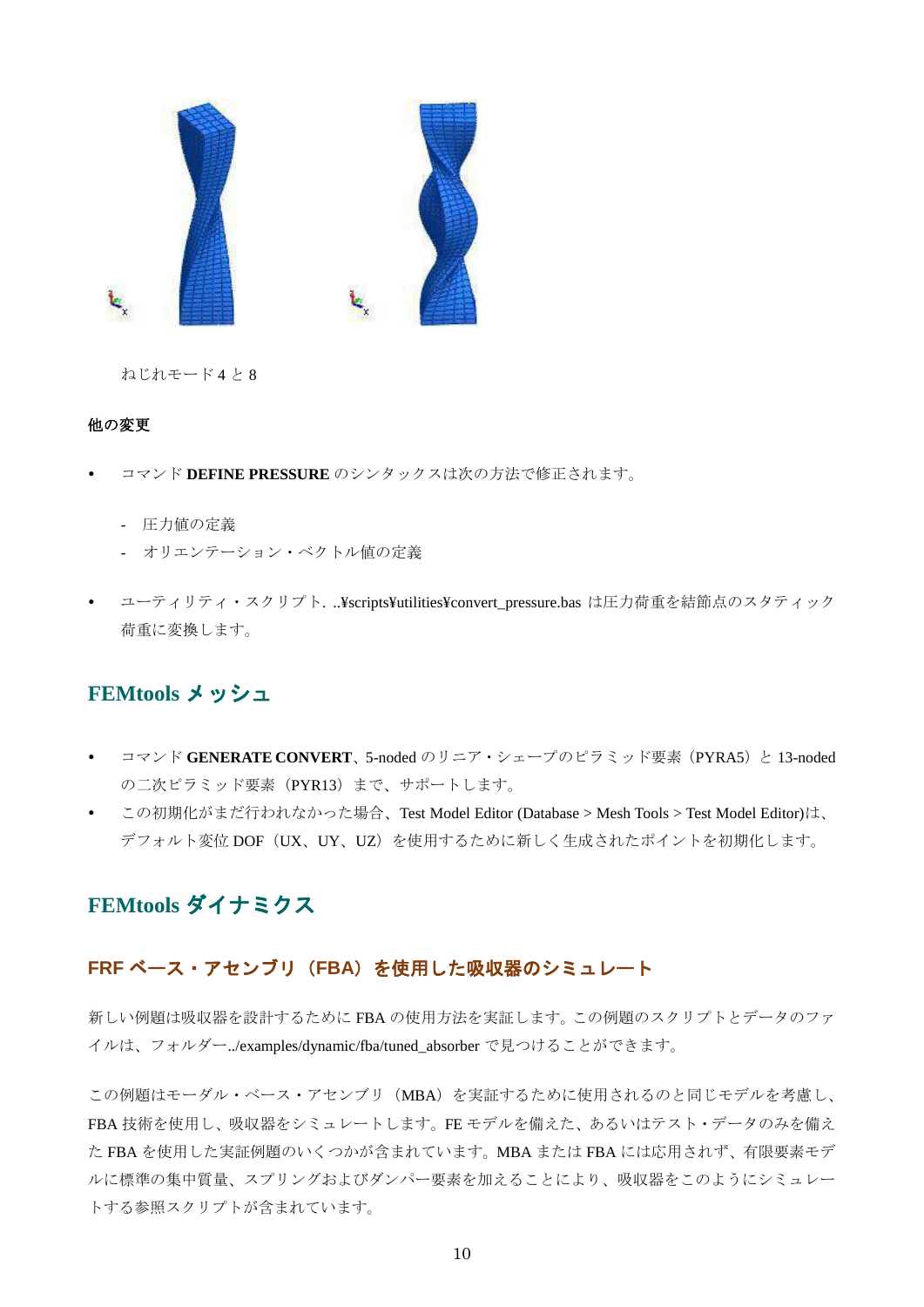ねじれモード 4 と 8

**他の変更**

- コマンド **DEFINE PRESSURE** のシンタックスは次の方法で修正されます。
  - 圧力値の定義
  - オリエンテーション・ベクトル値の定義
- ユーティリティ・スクリプト. ..¥scripts¥utilities¥convert_pressure.bas は圧力荷重を結節点のスタティック荷重に変換します。

## FEMtools メッシュ

- コマンド **GENERATE CONVERT**、5-noded のリニア・シェープのピラミッド要素（PYRA5）と 13-noded の二次ピラミッド要素（PYR13）まで、サポートします。
- この初期化がまだ行われなかった場合、Test Model Editor (Database > Mesh Tools > Test Model Editor)は、デフォルト変位 DOF（UX、UY、UZ）を使用するために新しく生成されたポイントを初期化します。

## FEMtools ダイナミクス

### FRF ベース・アセンブリ（FBA）を使用した吸収器のシミュレート

新しい例題は吸収器を設計するために FBA の使用方法を実証します。この例題のスクリプトとデータのファイルは、フォルダー../examples/dynamic/fba/tuned_absorber で見つけることができます。

この例題はモーダル・ベース・アセンブリ（MBA）を実証するために使用されるのと同じモデルを考慮し、FBA 技術を使用し、吸収器をシミュレートします。FE モデルを備えた、あるいはテスト・データのみを備えた FBA を使用した実証例題のいくつかが含まれています。MBA または FBA には応用されず、有限要素モデルに標準の集中質量、スプリングおよびダンパー要素を加えることにより、吸収器をこのようにシミュレートする参照スクリプトが含まれています。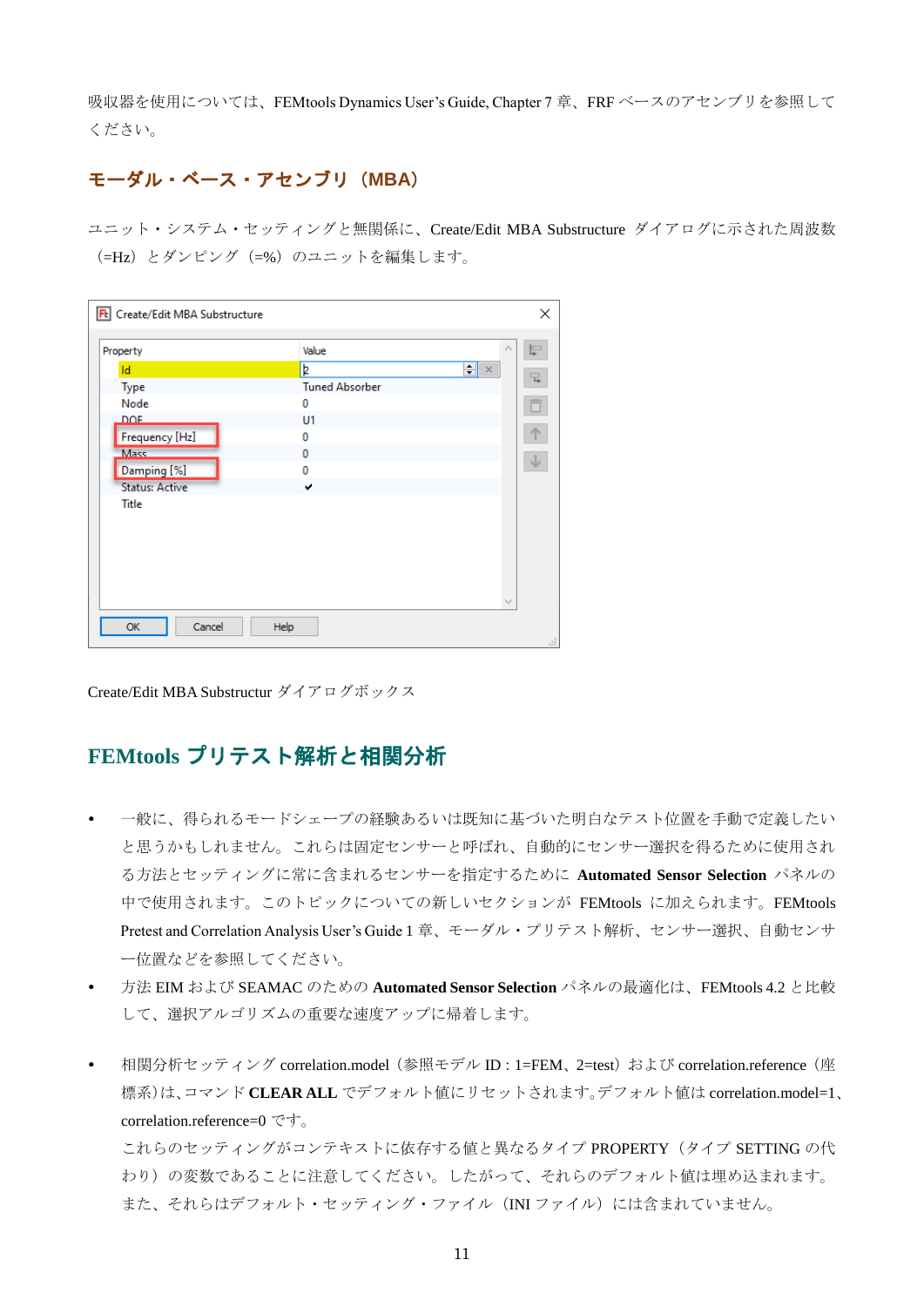吸収器を使用については、FEMtools Dynamics User's Guide, Chapter 7 章、FRF ベースのアセンブリを参照してください。

## モーダル・ベース・アセンブリ（MBA）

ユニット・システム・セッティングと無関係に、Create/Edit MBA Substructure ダイアログに示された周波数（=Hz）とダンピング（=%）のユニットを編集します。

Create/Edit MBA Substructur ダイアログボックス

# FEMtools プリテスト解析と相関分析

- 一般に、得られるモードシェープの経験あるいは既知に基づいた明白なテスト位置を手動で定義したいと思うかもしれません。これらは固定センサーと呼ばれ、自動的にセンサー選択を得るために使用される方法とセッティングに常に含まれるセンサーを指定するために **Automated Sensor Selection** パネルの中で使用されます。このトピックについての新しいセクションが FEMtools に加えられます。FEMtools Pretest and Correlation Analysis User's Guide 1 章、モーダル・プリテスト解析、センサー選択、自動センサー位置などを参照してください。
- 方法 EIM および SEAMAC のための **Automated Sensor Selection** パネルの最適化は、FEMtools 4.2 と比較して、選択アルゴリズムの重要な速度アップに帰着します。
- 相関分析セッティング correlation.model（参照モデル ID : 1=FEM、2=test）および correlation.reference（座標系）は、コマンド **CLEAR ALL** でデフォルト値にリセットされます。デフォルト値は correlation.model=1、correlation.reference=0 です。
  これらのセッティングがコンテキストに依存する値と異なるタイプ PROPERTY（タイプ SETTING の代わり）の変数であることに注意してください。したがって、それらのデフォルト値は埋め込まれます。また、それらはデフォルト・セッティング・ファイル（INI ファイル）には含まれていません。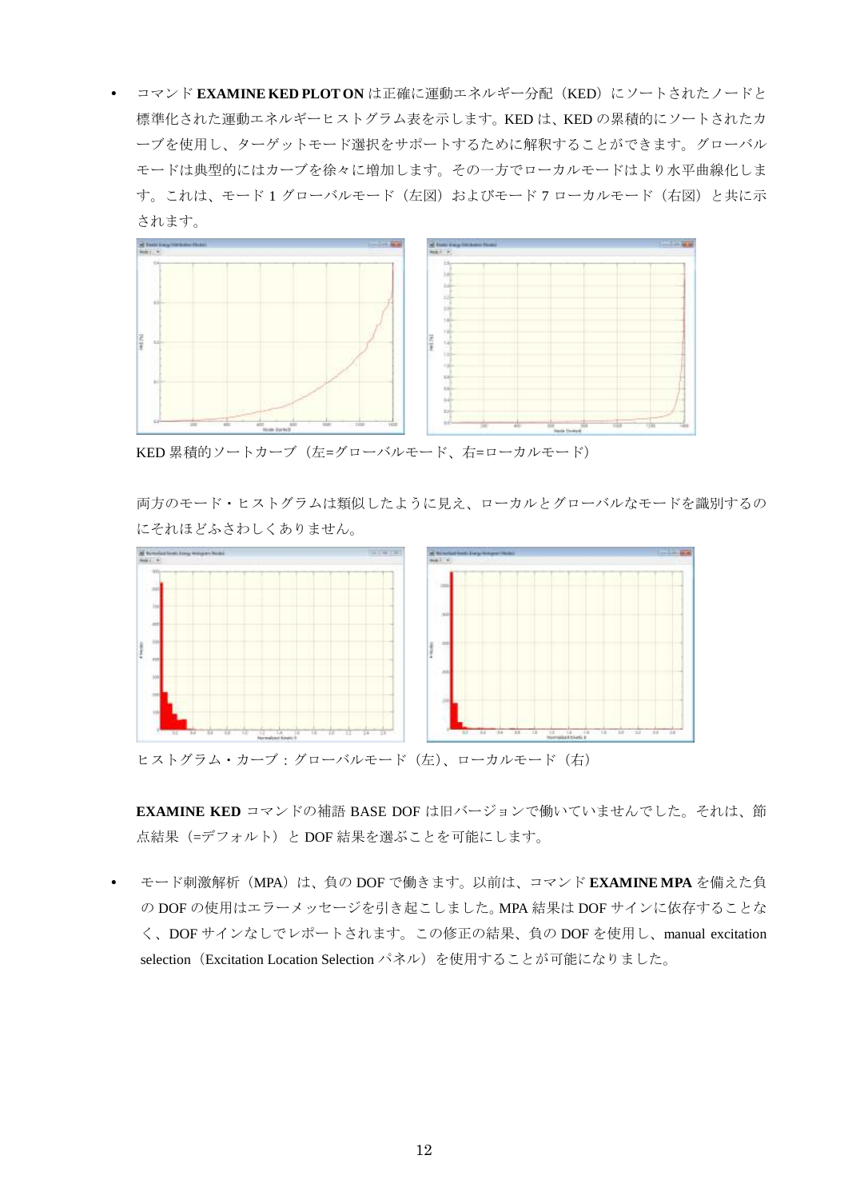- コマンド **EXAMINE KED PLOT ON** は正確に運動エネルギー分配（KED）にソートされたノードと標準化された運動エネルギーヒストグラム表を示します。KED は、KED の累積的にソートされたカーブを使用し、ターゲットモード選択をサポートするために解釈することができます。グローバルモードは典型的にはカーブを徐々に増加します。その一方でローカルモードはより水平曲線化します。これは、モード 1 グローバルモード（左図）およびモード 7 ローカルモード（右図）と共に示されます。

  KED 累積的ソートカーブ（左=グローバルモード、右=ローカルモード）

  両方のモード・ヒストグラムは類似したように見え、ローカルとグローバルなモードを識別するのにそれほどふさわしくありません。

  ヒストグラム・カーブ：グローバルモード（左）、ローカルモード（右）

  **EXAMINE KED** コマンドの補語 BASE DOF は旧バージョンで働いていませんでした。それは、節点結果（=デフォルト）と DOF 結果を選ぶことを可能にします。

- モード刺激解析（MPA）は、負の DOF で働きます。以前は、コマンド **EXAMINE MPA** を備えた負の DOF の使用はエラーメッセージを引き起こしました。MPA 結果は DOF サインに依存することなく、DOF サインなしでレポートされます。この修正の結果、負の DOF を使用し、manual excitation selection（Excitation Location Selection パネル）を使用することが可能になりました。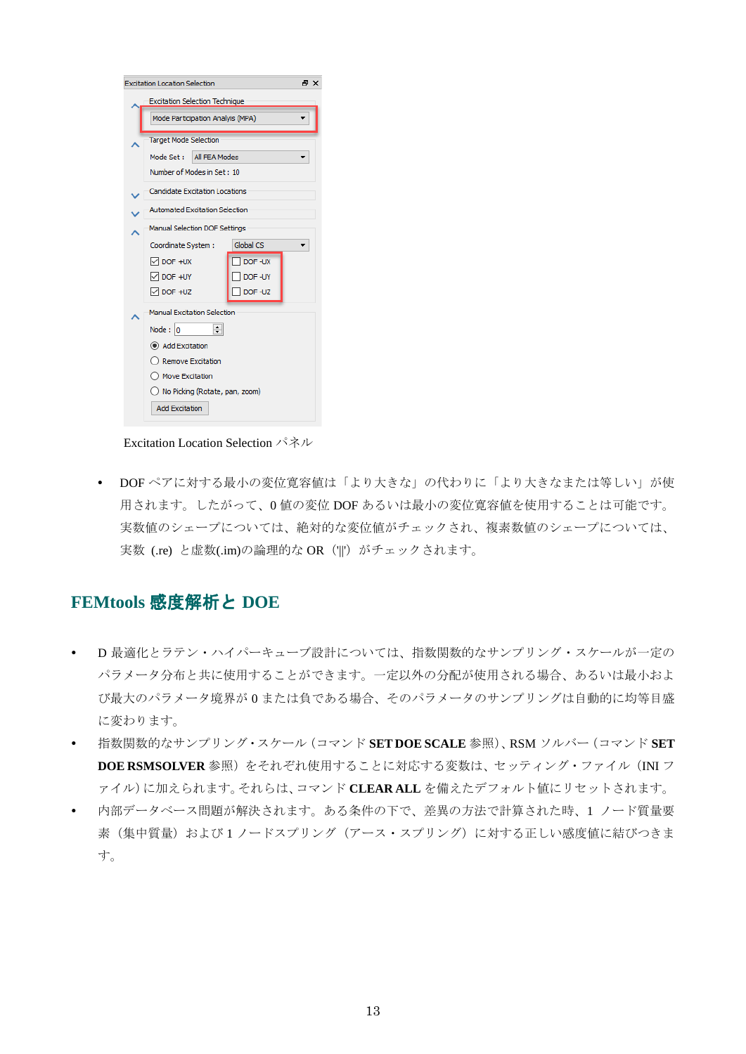Excitation Location Selection パネル

- DOF ペアに対する最小の変位寛容値は「より大きな」の代わりに「より大きなまたは等しい」が使用されます。したがって、0 値の変位 DOF あるいは最小の変位寛容値を使用することは可能です。実数値のシェープについては、絶対的な変位値がチェックされ、複素数値のシェープについては、実数 (.re) と虚数(.im)の論理的な OR ('||') がチェックされます。

## FEMtools 感度解析と DOE

- D 最適化とラテン・ハイパーキューブ設計については、指数関数的なサンプリング・スケールが一定のパラメータ分布と共に使用することができます。一定以外の分配が使用される場合、あるいは最小および最大のパラメータ境界が 0 または負である場合、そのパラメータのサンプリングは自動的に均等目盛に変わります。
- 指数関数的なサンプリング・スケール（コマンド **SET DOE SCALE** 参照）、RSM ソルバー（コマンド **SET DOE RSMSOLVER** 参照）をそれぞれ使用することに対応する変数は、セッティング・ファイル（INI ファイル）に加えられます。それらは、コマンド **CLEAR ALL** を備えたデフォルト値にリセットされます。
- 内部データベース問題が解決されます。ある条件の下で、差異の方法で計算された時、1 ノード質量要素（集中質量）および 1 ノードスプリング（アース・スプリング）に対する正しい感度値に結びつきます。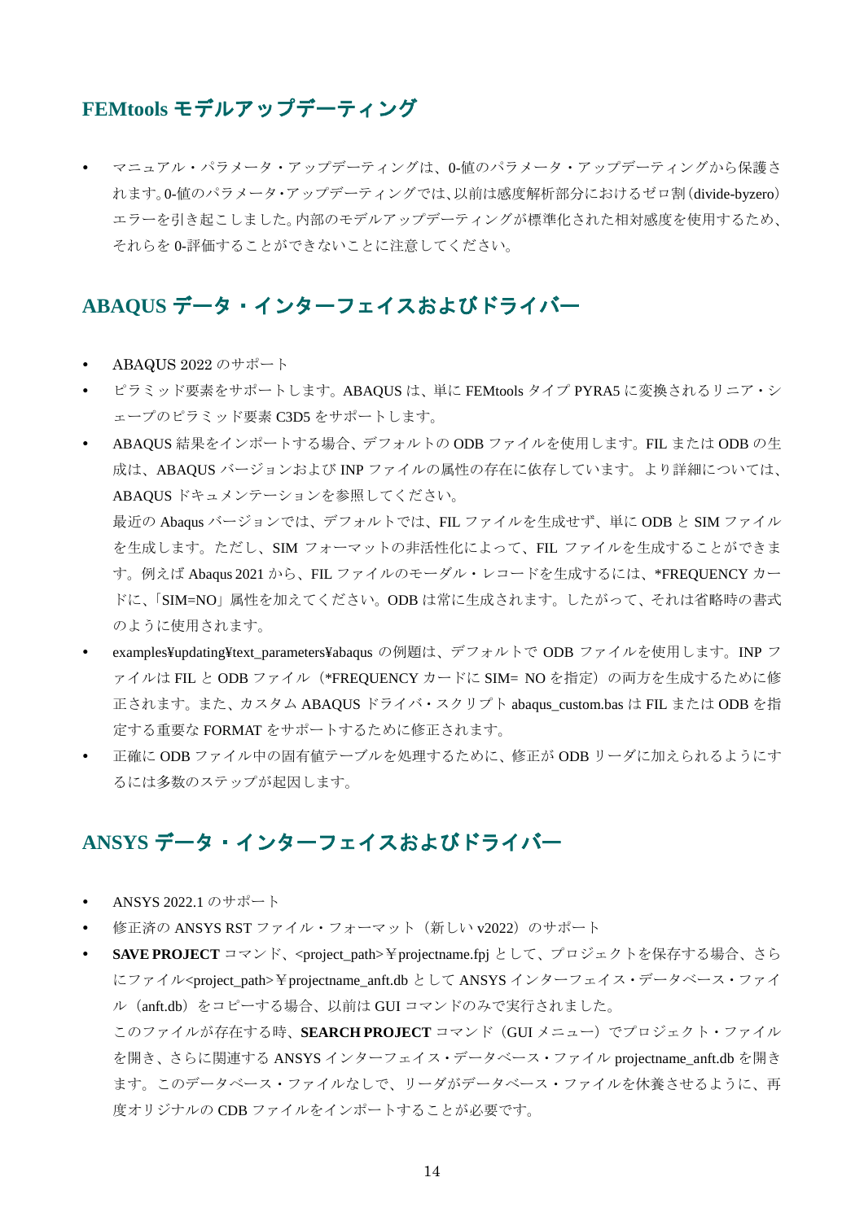## FEMtools モデルアップデーティング

- マニュアル・パラメータ・アップデーティングは、0-値のパラメータ・アップデーティングから保護されます。0-値のパラメータ・アップデーティングでは、以前は感度解析部分におけるゼロ割（divide-byzero）エラーを引き起こしました。内部のモデルアップデーティングが標準化された相対感度を使用するため、それらを 0-評価することができないことに注意してください。

## ABAQUS データ・インターフェイスおよびドライバー

- ABAQUS 2022 のサポート
- ピラミッド要素をサポートします。ABAQUS は、単に FEMtools タイプ PYRA5 に変換されるリニア・シェープのピラミッド要素 C3D5 をサポートします。
- ABAQUS 結果をインポートする場合、デフォルトの ODB ファイルを使用します。FIL または ODB の生成は、ABAQUS バージョンおよび INP ファイルの属性の存在に依存しています。より詳細については、ABAQUS ドキュメンテーションを参照してください。
  最近の Abaqus バージョンでは、デフォルトでは、FIL ファイルを生成せず、単に ODB と SIM ファイルを生成します。ただし、SIM フォーマットの非活性化によって、FIL ファイルを生成することができます。例えば Abaqus 2021 から、FIL ファイルのモーダル・レコードを生成するには、*FREQUENCY カードに、「SIM=NO」属性を加えてください。ODB は常に生成されます。したがって、それは省略時の書式のように使用されます。
- examples¥updating¥text_parameters¥abaqus の例題は、デフォルトで ODB ファイルを使用します。INP ファイルは FIL と ODB ファイル（*FREQUENCY カードに SIM= NO を指定）の両方を生成するために修正されます。また、カスタム ABAQUS ドライバ・スクリプト abaqus_custom.bas は FIL または ODB を指定する重要な FORMAT をサポートするために修正されます。
- 正確に ODB ファイル中の固有値テーブルを処理するために、修正が ODB リーダに加えられるようにするには多数のステップが起因します。

## ANSYS データ・インターフェイスおよびドライバー

- ANSYS 2022.1 のサポート
- 修正済の ANSYS RST ファイル・フォーマット（新しい v2022）のサポート
- **SAVE PROJECT** コマンド、<project_path>￥projectname.fpj として、プロジェクトを保存する場合、さらにファイル<project_path>￥projectname_anft.db として ANSYS インターフェイス・データベース・ファイル（anft.db）をコピーする場合、以前は GUI コマンドのみで実行されました。
  このファイルが存在する時、**SEARCH PROJECT** コマンド（GUI メニュー）でプロジェクト・ファイルを開き、さらに関連する ANSYS インターフェイス・データベース・ファイル projectname_anft.db を開きます。このデータベース・ファイルなしで、リーダがデータベース・ファイルを休養させるように、再度オリジナルの CDB ファイルをインポートすることが必要です。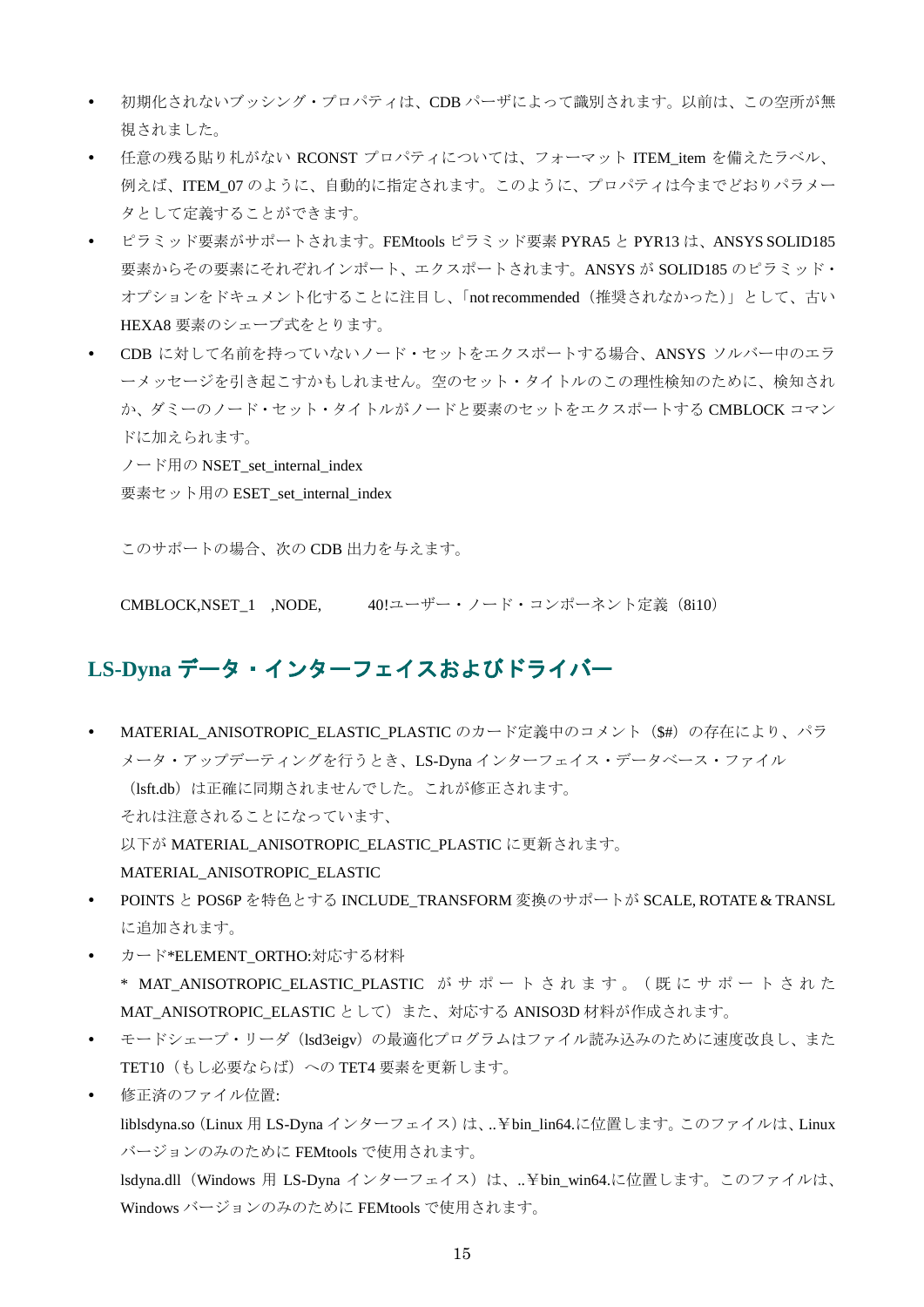- 初期化されないブッシング・プロパティは、CDB パーザによって識別されます。以前は、この空所が無視されました。
- 任意の残る貼り札がない RCONST プロパティについては、フォーマット ITEM_item を備えたラベル、例えば、ITEM_07 のように、自動的に指定されます。このように、プロパティは今までどおりパラメータとして定義することができます。
- ピラミッド要素がサポートされます。FEMtools ピラミッド要素 PYRA5 と PYR13 は、ANSYS SOLID185 要素からその要素にそれぞれインポート、エクスポートされます。ANSYS が SOLID185 のピラミッド・オプションをドキュメント化することに注目し、「not recommended（推奨されなかった）」として、古い HEXA8 要素のシェープ式をとります。
- CDB に対して名前を持っていないノード・セットをエクスポートする場合、ANSYS ソルバー中のエラーメッセージを引き起こすかもしれません。空のセット・タイトルのこの理性検知のために、検知されか、ダミーのノード・セット・タイトルがノードと要素のセットをエクスポートする CMBLOCK コマンドに加えられます。

  ノード用の NSET_set_internal_index

  要素セット用の ESET_set_internal_index

  このサポートの場合、次の CDB 出力を与えます。

  CMBLOCK,NSET_1 ,NODE, 40!ユーザー・ノード・コンポーネント定義（8i10）

## LS-Dyna データ・インターフェイスおよびドライバー

- MATERIAL_ANISOTROPIC_ELASTIC_PLASTIC のカード定義中のコメント（$#）の存在により、パラメータ・アップデーティングを行うとき、LS-Dyna インターフェイス・データベース・ファイル（lsft.db）は正確に同期されませんでした。これが修正されます。

  それは注意されることになっています、

  以下が MATERIAL_ANISOTROPIC_ELASTIC_PLASTIC に更新されます。

  MATERIAL_ANISOTROPIC_ELASTIC
- POINTS と POS6P を特色とする INCLUDE_TRANSFORM 変換のサポートが SCALE, ROTATE & TRANSL に追加されます。
- カード*ELEMENT_ORTHO:対応する材料

  * MAT_ANISOTROPIC_ELASTIC_PLASTIC がサポートされます。（既にサポートされた MAT_ANISOTROPIC_ELASTIC として）また、対応する ANISO3D 材料が作成されます。
- モードシェープ・リーダ（lsd3eigv）の最適化プログラムはファイル読み込みのために速度改良し、また TET10（もし必要ならば）への TET4 要素を更新します。
- 修正済のファイル位置:

  liblsdyna.so（Linux 用 LS-Dyna インターフェイス）は、..¥bin_lin64.に位置します。このファイルは、Linux バージョンのみのために FEMtools で使用されます。

  lsdyna.dll（Windows 用 LS-Dyna インターフェイス）は、..¥bin_win64.に位置します。このファイルは、Windows バージョンのみのために FEMtools で使用されます。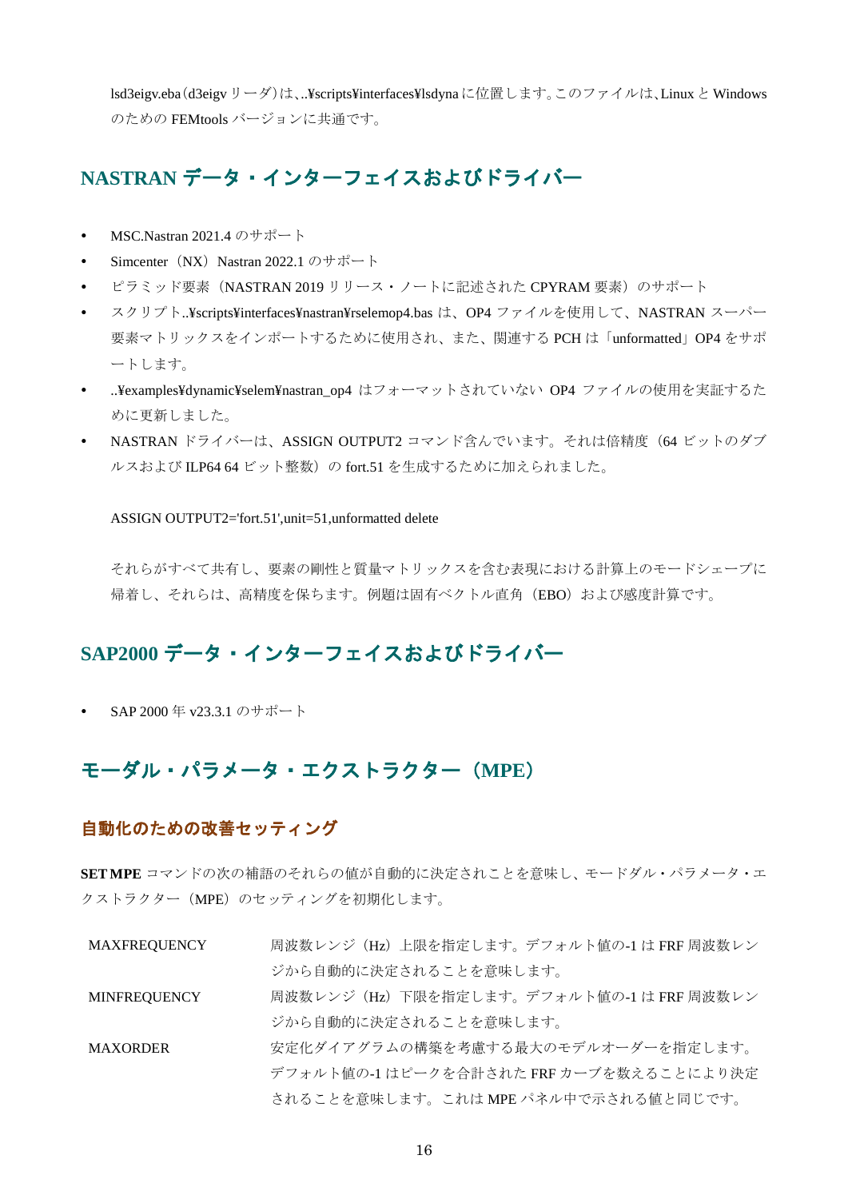lsd3eigv.eba（d3eigv リーダ）は、..¥scripts¥interfaces¥lsdyna に位置します。このファイルは、Linux と Windows のための FEMtools バージョンに共通です。

## NASTRAN データ・インターフェイスおよびドライバー

- MSC.Nastran 2021.4 のサポート
- Simcenter（NX）Nastran 2022.1 のサポート
- ピラミッド要素（NASTRAN 2019 リリース・ノートに記述された CPYRAM 要素）のサポート
- スクリプト..¥scripts¥interfaces¥nastran¥rselemop4.bas は、OP4 ファイルを使用して、NASTRAN スーパー要素マトリックスをインポートするために使用され、また、関連する PCH は「unformatted」OP4 をサポートします。
- ..¥examples¥dynamic¥selem¥nastran_op4 はフォーマットされていない OP4 ファイルの使用を実証するために更新しました。
- NASTRAN ドライバーは、ASSIGN OUTPUT2 コマンド含んでいます。それは倍精度（64 ビットのダブルスおよび ILP64 64 ビット整数）の fort.51 を生成するために加えられました。

```
ASSIGN OUTPUT2='fort.51',unit=51,unformatted delete
```

それらがすべて共有し、要素の剛性と質量マトリックスを含む表現における計算上のモードシェープに帰着し、それらは、高精度を保ちます。例題は固有ベクトル直角（EBO）および感度計算です。

## SAP2000 データ・インターフェイスおよびドライバー

- SAP 2000 年 v23.3.1 のサポート

## モーダル・パラメータ・エクストラクター（MPE）

### 自動化のための改善セッティング

**SET MPE** コマンドの次の補語のそれらの値が自動的に決定されことを意味し、モードダル・パラメータ・エクストラクター（MPE）のセッティングを初期化します。

| | |
|---|---|
| MAXFREQUENCY | 周波数レンジ（Hz）上限を指定します。デフォルト値の-1 は FRF 周波数レンジから自動的に決定されることを意味します。 |
| MINFREQUENCY | 周波数レンジ（Hz）下限を指定します。デフォルト値の-1 は FRF 周波数レンジから自動的に決定されることを意味します。 |
| MAXORDER | 安定化ダイアグラムの構築を考慮する最大のモデルオーダーを指定します。デフォルト値の-1 はピークを合計された FRF カーブを数えることにより決定されることを意味します。これは MPE パネル中で示される値と同じです。 |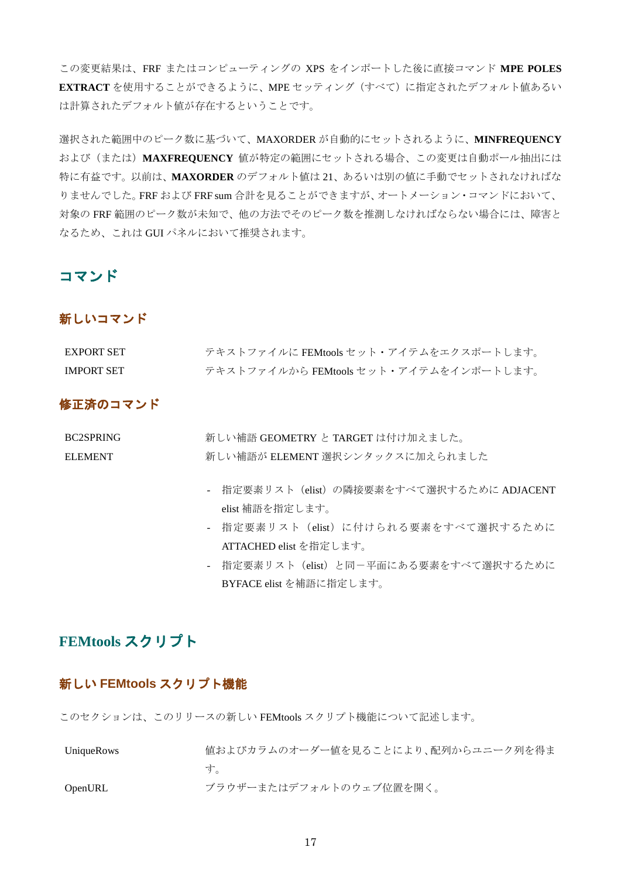この変更結果は、FRF またはコンピューティングの XPS をインポートした後に直接コマンド **MPE POLES EXTRACT** を使用することができるように、MPE セッティング（すべて）に指定されたデフォルト値あるいは計算されたデフォルト値が存在するということです。

選択された範囲中のピーク数に基づいて、MAXORDER が自動的にセットされるように、**MINFREQUENCY** および（または）**MAXFREQUENCY** 値が特定の範囲にセットされる場合、この変更は自動ポール抽出には特に有益です。以前は、**MAXORDER** のデフォルト値は 21、あるいは別の値に手動でセットされなければなりませんでした。FRF および FRF sum 合計を見ることができますが、オートメーション・コマンドにおいて、対象の FRF 範囲のピーク数が未知で、他の方法でそのピーク数を推測しなければならない場合には、障害となるため、これは GUI パネルにおいて推奨されます。

## コマンド

### 新しいコマンド

| | |
|---|---|
| EXPORT SET | テキストファイルに FEMtools セット・アイテムをエクスポートします。 |
| IMPORT SET | テキストファイルから FEMtools セット・アイテムをインポートします。 |

### 修正済のコマンド

| | |
|---|---|
| BC2SPRING | 新しい補語 GEOMETRY と TARGET は付け加えました。 |
| ELEMENT | 新しい補語が ELEMENT 選択シンタックスに加えられました |

- 指定要素リスト（elist）の隣接要素をすべて選択するために ADJACENT elist 補語を指定します。
- 指定要素リスト（elist）に付けられる要素をすべて選択するために ATTACHED elist を指定します。
- 指定要素リスト（elist）と同一平面にある要素をすべて選択するために BYFACE elist を補語に指定します。

## FEMtools スクリプト

### 新しい FEMtools スクリプト機能

このセクションは、このリリースの新しい FEMtools スクリプト機能について記述します。

| | |
|---|---|
| UniqueRows | 値およびカラムのオーダー値を見ることにより、配列からユニーク列を得ます。 |
| OpenURL | ブラウザーまたはデフォルトのウェブ位置を開く。 |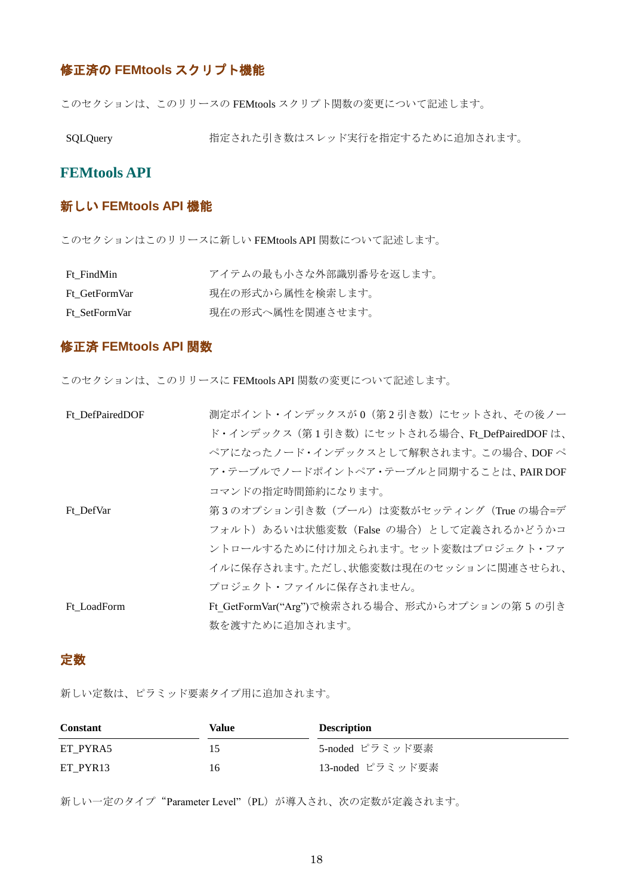### 修正済の FEMtools スクリプト機能

このセクションは、このリリースの FEMtools スクリプト関数の変更について記述します。

| | |
|---|---|
| SQLQuery | 指定された引き数はスレッド実行を指定するために追加されます。 |

## FEMtools API

### 新しい FEMtools API 機能

このセクションはこのリリースに新しい FEMtools API 関数について記述します。

| | |
|---|---|
| Ft_FindMin | アイテムの最も小さな外部識別番号を返します。 |
| Ft_GetFormVar | 現在の形式から属性を検索します。 |
| Ft_SetFormVar | 現在の形式へ属性を関連させます。 |

### 修正済 FEMtools API 関数

このセクションは、このリリースに FEMtools API 関数の変更について記述します。

| | |
|---|---|
| Ft_DefPairedDOF | 測定ポイント・インデックスが 0（第 2 引き数）にセットされ、その後ノード・インデックス（第 1 引き数）にセットされる場合、Ft_DefPairedDOF は、ペアになったノード・インデックスとして解釈されます。この場合、DOF ペア・テーブルでノードポイントペア・テーブルと同期することは、PAIR DOF コマンドの指定時間節約になります。 |
| Ft_DefVar | 第 3 のオプション引き数（ブール）は変数がセッティング（True の場合=デフォルト）あるいは状態変数（False の場合）として定義されるかどうかコントロールするために付け加えられます。セット変数はプロジェクト・ファイルに保存されます。ただし、状態変数は現在のセッションに関連させられ、プロジェクト・ファイルに保存されません。 |
| Ft_LoadForm | Ft_GetFormVar(“Arg”)で検索される場合、形式からオプションの第 5 の引き数を渡すために追加されます。 |

### 定数

新しい定数は、ピラミッド要素タイプ用に追加されます。

| Constant | Value | Description |
|---|---|---|
| ET_PYRA5 | 15 | 5-noded ピラミッド要素 |
| ET_PYR13 | 16 | 13-noded ピラミッド要素 |

新しい一定のタイプ“Parameter Level”（PL）が導入され、次の定数が定義されます。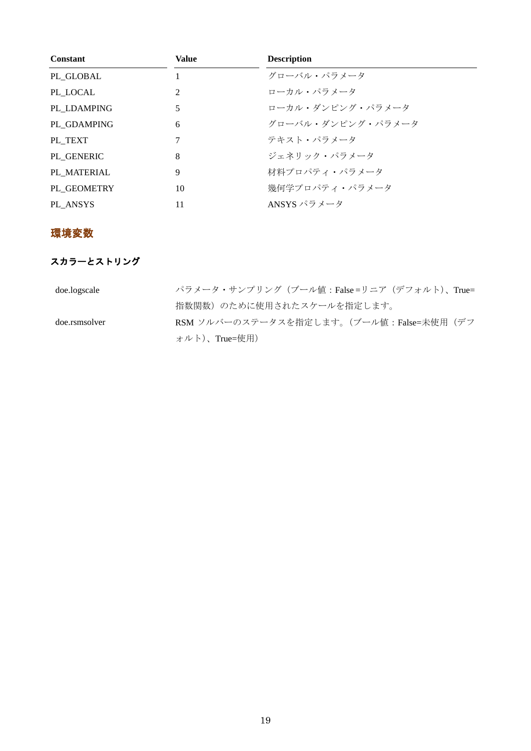| Constant | Value | Description |
| --- | --- | --- |
| PL_GLOBAL | 1 | グローバル・パラメータ |
| PL_LOCAL | 2 | ローカル・パラメータ |
| PL_LDAMPING | 5 | ローカル・ダンピング・パラメータ |
| PL_GDAMPING | 6 | グローバル・ダンピング・パラメータ |
| PL_TEXT | 7 | テキスト・パラメータ |
| PL_GENERIC | 8 | ジェネリック・パラメータ |
| PL_MATERIAL | 9 | 材料プロパティ・パラメータ |
| PL_GEOMETRY | 10 | 幾何学プロパティ・パラメータ |
| PL_ANSYS | 11 | ANSYS パラメータ |

## 環境変数

### スカラーとストリング

| | |
| --- | --- |
| doe.logscale | パラメータ・サンプリング（ブール値：False =リニア（デフォルト）、True=指数関数）のために使用されたスケールを指定します。 |
| doe.rsmsolver | RSM ソルバーのステータスを指定します。（ブール値：False=未使用（デフォルト）、True=使用） |